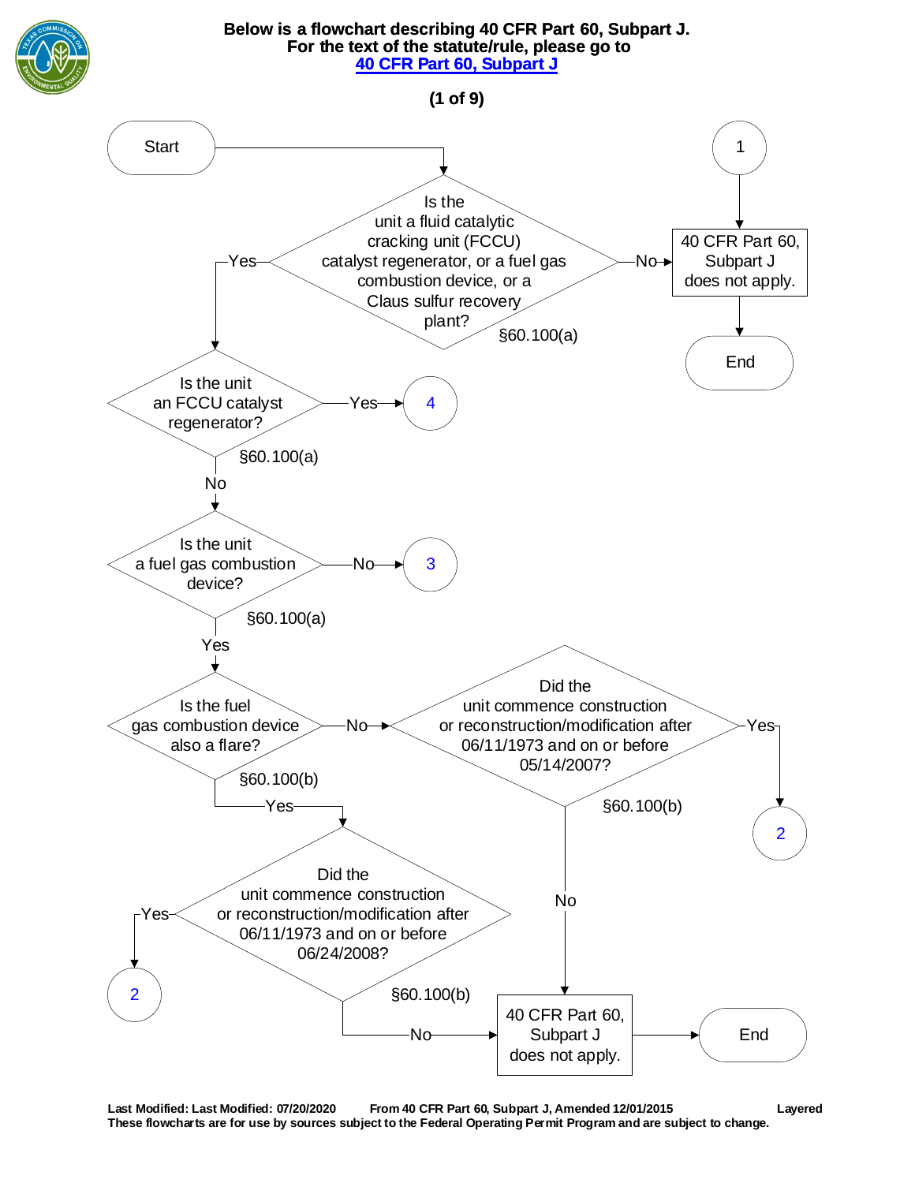**Below is a flowchart describing 40 CFR Part 60, Subpart J.**
**For the text of the statute/rule, please go to**
**[40 CFR Part 60, Subpart J](40 CFR Part 60, Subpart J)**

**(1 of 9)**

Start

Is the unit a fluid catalytic cracking unit (FCCU) catalyst regenerator, or a fuel gas combustion device, or a Claus sulfur recovery plant? §60.100(a)

- No → 40 CFR Part 60, Subpart J does not apply. → End
- Yes → Is the unit an FCCU catalyst regenerator? §60.100(a)
  - Yes → 4
  - No → Is the unit a fuel gas combustion device? §60.100(a)
    - No → 3
    - Yes → Is the fuel gas combustion device also a flare? §60.100(b)
      - No → Did the unit commence construction or reconstruction/modification after 06/11/1973 and on or before 05/14/2007? §60.100(b)
        - Yes → 2
        - No → 40 CFR Part 60, Subpart J does not apply. → End
      - Yes → Did the unit commence construction or reconstruction/modification after 06/11/1973 and on or before 06/24/2008? §60.100(b)
        - Yes → 2
        - No → 40 CFR Part 60, Subpart J does not apply. → End

1 → 40 CFR Part 60, Subpart J does not apply. → End

Last Modified: Last Modified: 07/20/2020 From 40 CFR Part 60, Subpart J, Amended 12/01/2015 Layered
These flowcharts are for use by sources subject to the Federal Operating Permit Program and are subject to change.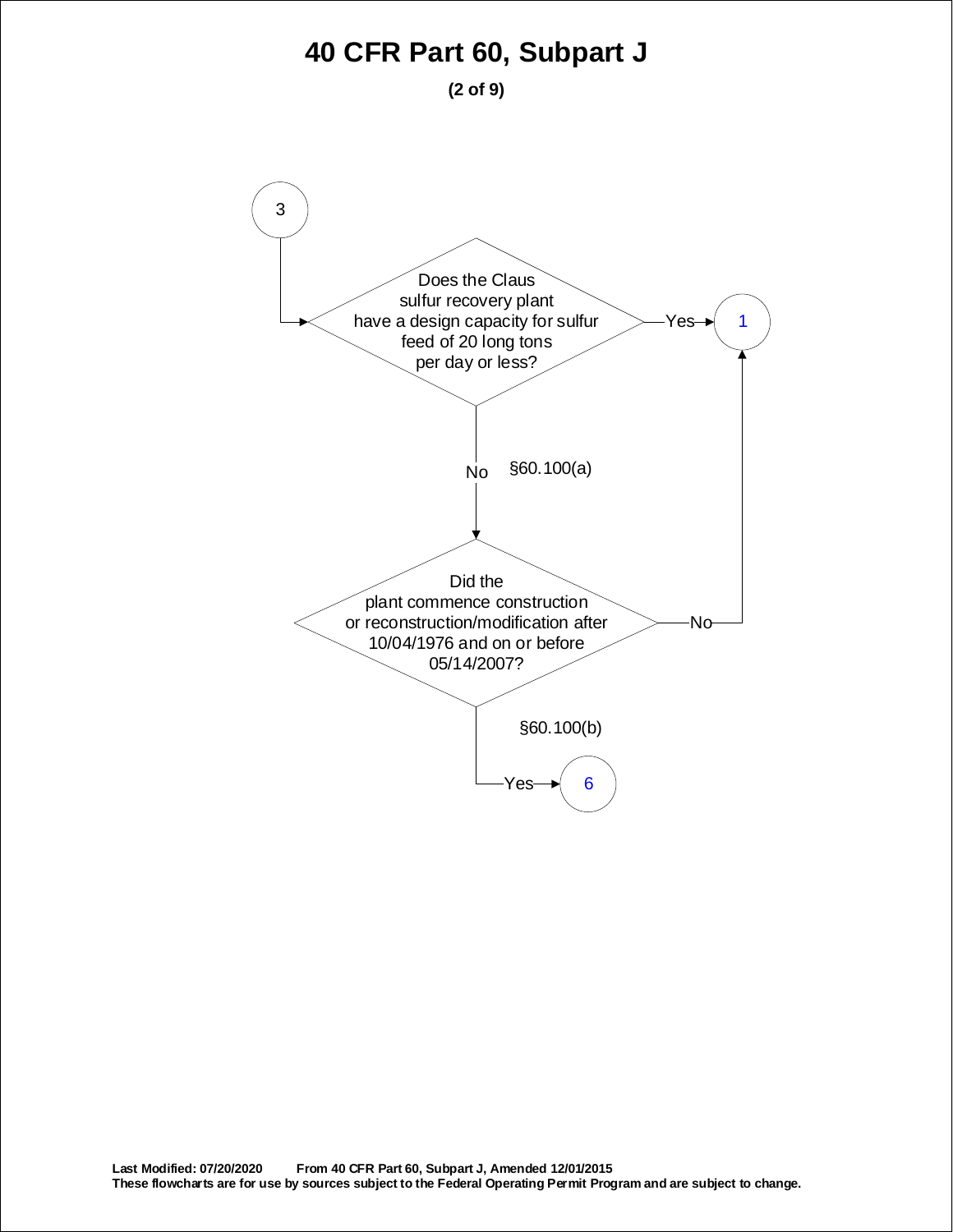# 40 CFR Part 60, Subpart J

**(2 of 9)**

3

Does the Claus sulfur recovery plant have a design capacity for sulfur feed of 20 long tons per day or less?

Yes → 1

No §60.100(a)

Did the plant commence construction or reconstruction/modification after 10/04/1976 and on or before 05/14/2007?

No → 1

§60.100(b)

Yes → 6

**Last Modified: 07/20/2020 From 40 CFR Part 60, Subpart J, Amended 12/01/2015**
**These flowcharts are for use by sources subject to the Federal Operating Permit Program and are subject to change.**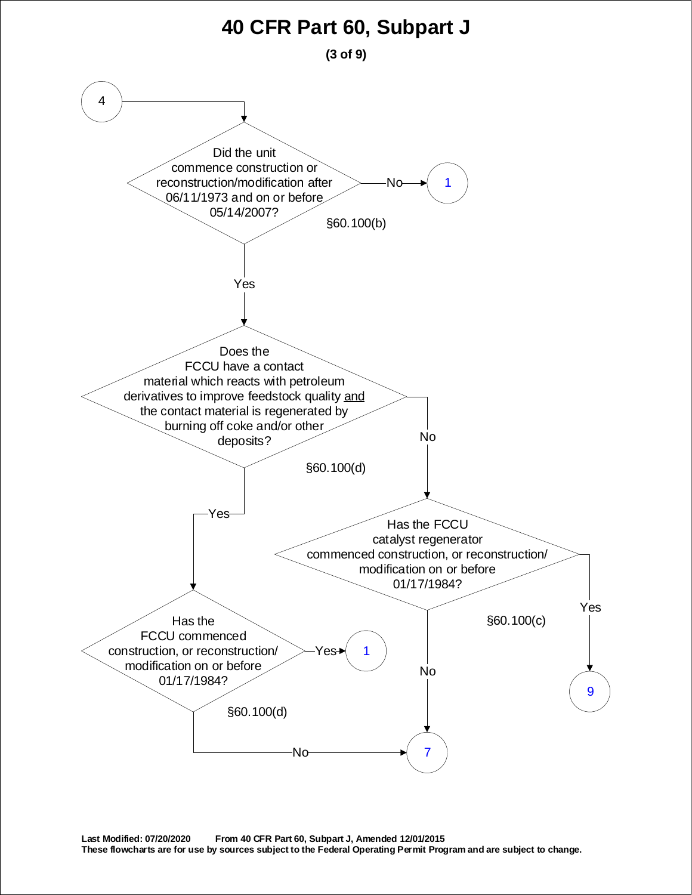# 40 CFR Part 60, Subpart J

**(3 of 9)**

4 → **Did the unit commence construction or reconstruction/modification after 06/11/1973 and on or before 05/14/2007?** §60.100(b)

- No → 1
- Yes → **Does the FCCU have a contact material which reacts with petroleum derivatives to improve feedstock quality and the contact material is regenerated by burning off coke and/or other deposits?** §60.100(d)
  - Yes → **Has the FCCU commenced construction, or reconstruction/modification on or before 01/17/1984?** §60.100(d)
    - Yes → 1
    - No → 7
  - No → **Has the FCCU catalyst regenerator commenced construction, or reconstruction/modification on or before 01/17/1984?** §60.100(c)
    - Yes → 9
    - No → 7

**Last Modified: 07/20/2020 From 40 CFR Part 60, Subpart J, Amended 12/01/2015**
**These flowcharts are for use by sources subject to the Federal Operating Permit Program and are subject to change.**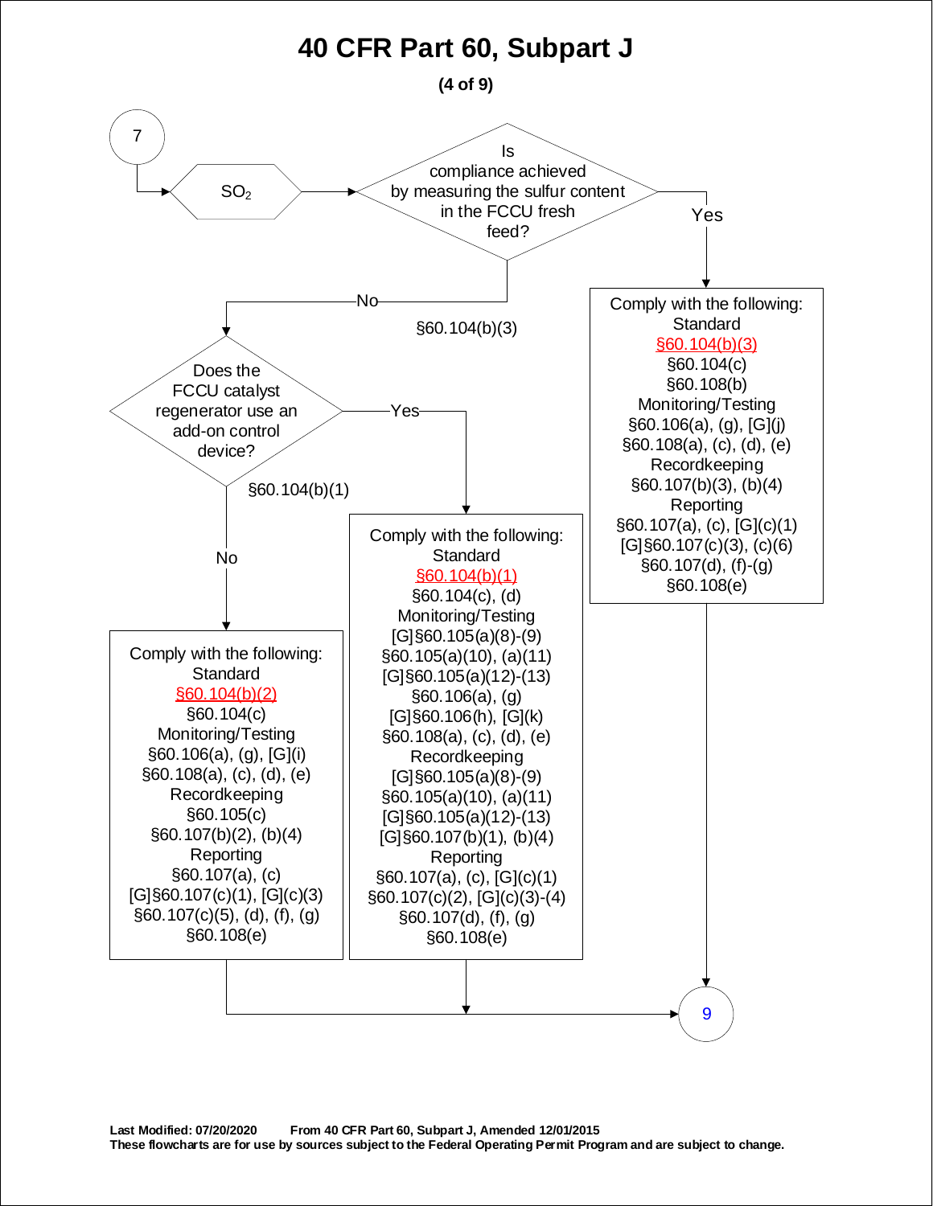# 40 CFR Part 60, Subpart J

**(4 of 9)**

7 → $SO_2$

**Is compliance achieved by measuring the sulfur content in the FCCU fresh feed?** §60.104(b)(3)

- **Yes** → Comply with the following:
  - Standard
    - §60.104(b)(3)
    - §60.104(c)
    - §60.108(b)
  - Monitoring/Testing
    - §60.106(a), (g), [G](j)
    - §60.108(a), (c), (d), (e)
  - Recordkeeping
    - §60.107(b)(3), (b)(4)
  - Reporting
    - §60.107(a), (c), [G](c)(1)
    - [G]§60.107(c)(3), (c)(6)
    - §60.107(d), (f)-(g)
    - §60.108(e)
  - → 9

- **No** → **Does the FCCU catalyst regenerator use an add-on control device?** §60.104(b)(1)
  - **Yes** → Comply with the following:
    - Standard
      - §60.104(b)(1)
      - §60.104(c), (d)
    - Monitoring/Testing
      - [G]§60.105(a)(8)-(9)
      - §60.105(a)(10), (a)(11)
      - [G]§60.105(a)(12)-(13)
      - §60.106(a), (g)
      - [G]§60.106(h), [G](k)
      - §60.108(a), (c), (d), (e)
    - Recordkeeping
      - [G]§60.105(a)(8)-(9)
      - §60.105(a)(10), (a)(11)
      - [G]§60.105(a)(12)-(13)
      - [G]§60.107(b)(1), (b)(4)
    - Reporting
      - §60.107(a), (c), [G](c)(1)
      - §60.107(c)(2), [G](c)(3)-(4)
      - §60.107(d), (f), (g)
      - §60.108(e)
    - → 9
  - **No** → Comply with the following:
    - Standard
      - §60.104(b)(2)
      - §60.104(c)
    - Monitoring/Testing
      - §60.106(a), (g), [G](i)
      - §60.108(a), (c), (d), (e)
    - Recordkeeping
      - §60.105(c)
      - §60.107(b)(2), (b)(4)
    - Reporting
      - §60.107(a), (c)
      - [G]§60.107(c)(1), [G](c)(3)
      - §60.107(c)(5), (d), (f), (g)
      - §60.108(e)
    - → 9

**Last Modified: 07/20/2020 From 40 CFR Part 60, Subpart J, Amended 12/01/2015**
**These flowcharts are for use by sources subject to the Federal Operating Permit Program and are subject to change.**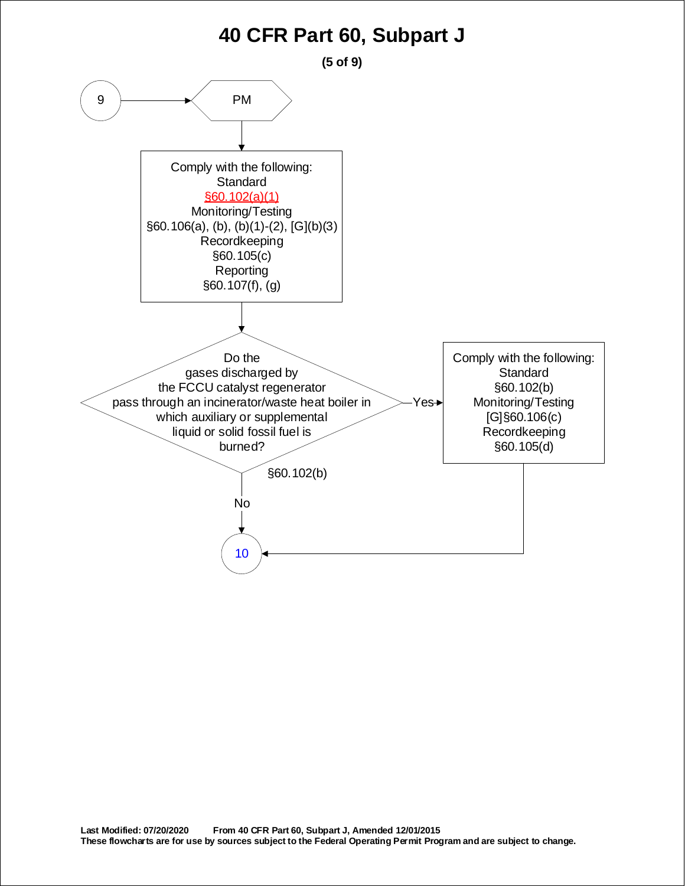# 40 CFR Part 60, Subpart J

**(5 of 9)**

9 → **PM**

Comply with the following:
Standard
§60.102(a)(1)
Monitoring/Testing
§60.106(a), (b), (b)(1)-(2), [G](b)(3)
Recordkeeping
§60.105(c)
Reporting
§60.107(f), (g)

Do the gases discharged by the FCCU catalyst regenerator pass through an incinerator/waste heat boiler in which auxiliary or supplemental liquid or solid fossil fuel is burned?
§60.102(b)

- **Yes** → Comply with the following:
  Standard
  §60.102(b)
  Monitoring/Testing
  [G]§60.106(c)
  Recordkeeping
  §60.105(d)
  → 10
- **No** → 10

**Last Modified: 07/20/2020 From 40 CFR Part 60, Subpart J, Amended 12/01/2015**
**These flowcharts are for use by sources subject to the Federal Operating Permit Program and are subject to change.**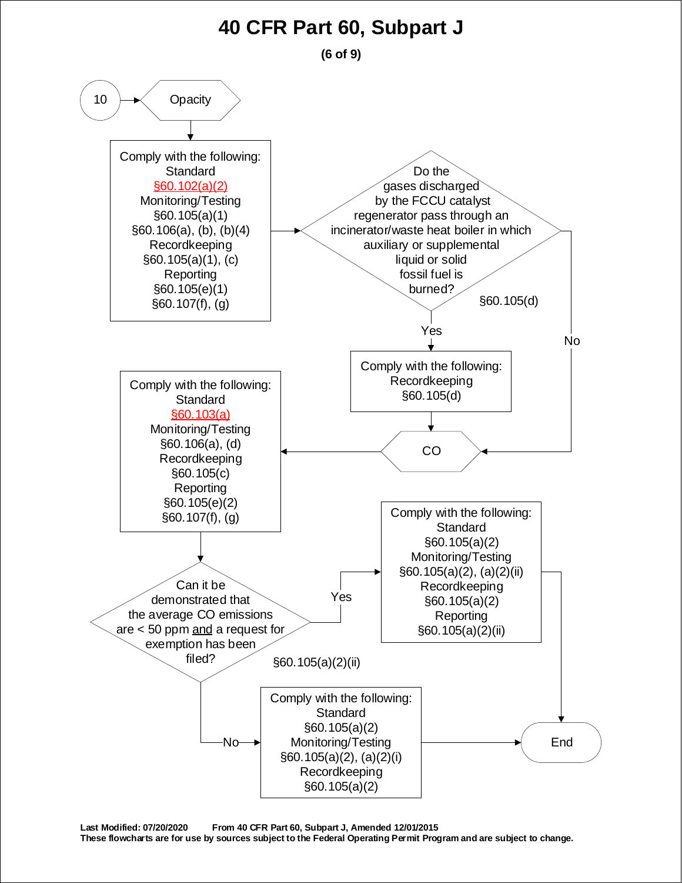# 40 CFR Part 60, Subpart J

**(6 of 9)**

**10** → **Opacity**

**Comply with the following:**
Standard
§60.102(a)(2)
Monitoring/Testing
§60.105(a)(1)
§60.106(a), (b), (b)(4)
Recordkeeping
§60.105(a)(1), (c)
Reporting
§60.105(e)(1)
§60.107(f), (g)

→ **Do the gases discharged by the FCCU catalyst regenerator pass through an incinerator/waste heat boiler in which auxiliary or supplemental liquid or solid fossil fuel is burned?** §60.105(d)

- **Yes** → **Comply with the following:**
  Recordkeeping
  §60.105(d)
  → **CO**
- **No** → **CO**

**CO** → **Comply with the following:**
Standard
§60.103(a)
Monitoring/Testing
§60.106(a), (d)
Recordkeeping
§60.105(c)
Reporting
§60.105(e)(2)
§60.107(f), (g)

→ **Can it be demonstrated that the average CO emissions are < 50 ppm and a request for exemption has been filed?** §60.105(a)(2)(ii)

- **Yes** → **Comply with the following:**
  Standard
  §60.105(a)(2)
  Monitoring/Testing
  §60.105(a)(2), (a)(2)(ii)
  Recordkeeping
  §60.105(a)(2)
  Reporting
  §60.105(a)(2)(ii)
  → **End**
- **No** → **Comply with the following:**
  Standard
  §60.105(a)(2)
  Monitoring/Testing
  §60.105(a)(2), (a)(2)(i)
  Recordkeeping
  §60.105(a)(2)
  → **End**

**Last Modified: 07/20/2020 From 40 CFR Part 60, Subpart J, Amended 12/01/2015**
**These flowcharts are for use by sources subject to the Federal Operating Permit Program and are subject to change.**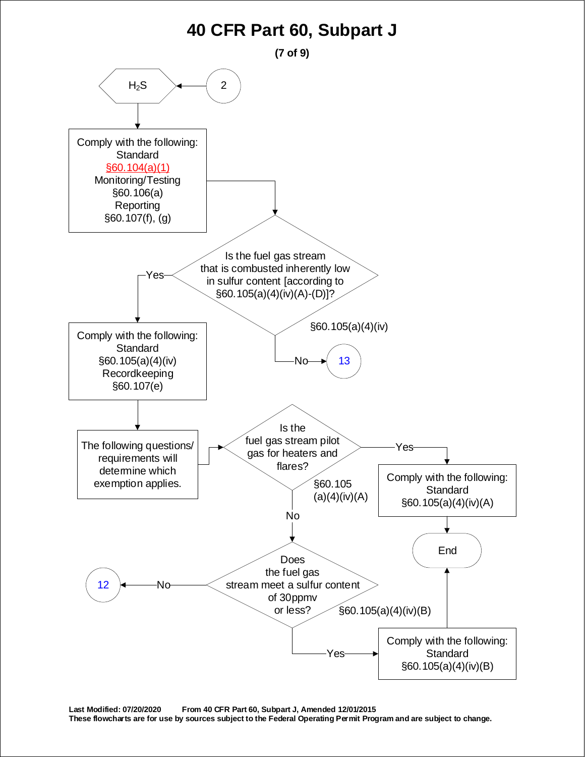# 40 CFR Part 60, Subpart J

**(7 of 9)**

2 → $H_2S$

Comply with the following:
Standard
§60.104(a)(1)
Monitoring/Testing
§60.106(a)
Reporting
§60.107(f), (g)

**Is the fuel gas stream that is combusted inherently low in sulfur content [according to §60.105(a)(4)(iv)(A)-(D)]?** (§60.105(a)(4)(iv))

- No → 13
- Yes →

Comply with the following:
Standard
§60.105(a)(4)(iv)
Recordkeeping
§60.107(e)

The following questions/ requirements will determine which exemption applies.

**Is the fuel gas stream pilot gas for heaters and flares?** (§60.105 (a)(4)(iv)(A))

- Yes → Comply with the following: Standard §60.105(a)(4)(iv)(A) → End
- No →

**Does the fuel gas stream meet a sulfur content of 30ppmv or less?** (§60.105(a)(4)(iv)(B))

- No → 12
- Yes → Comply with the following: Standard §60.105(a)(4)(iv)(B) → End

**Last Modified: 07/20/2020 From 40 CFR Part 60, Subpart J, Amended 12/01/2015**
**These flowcharts are for use by sources subject to the Federal Operating Permit Program and are subject to change.**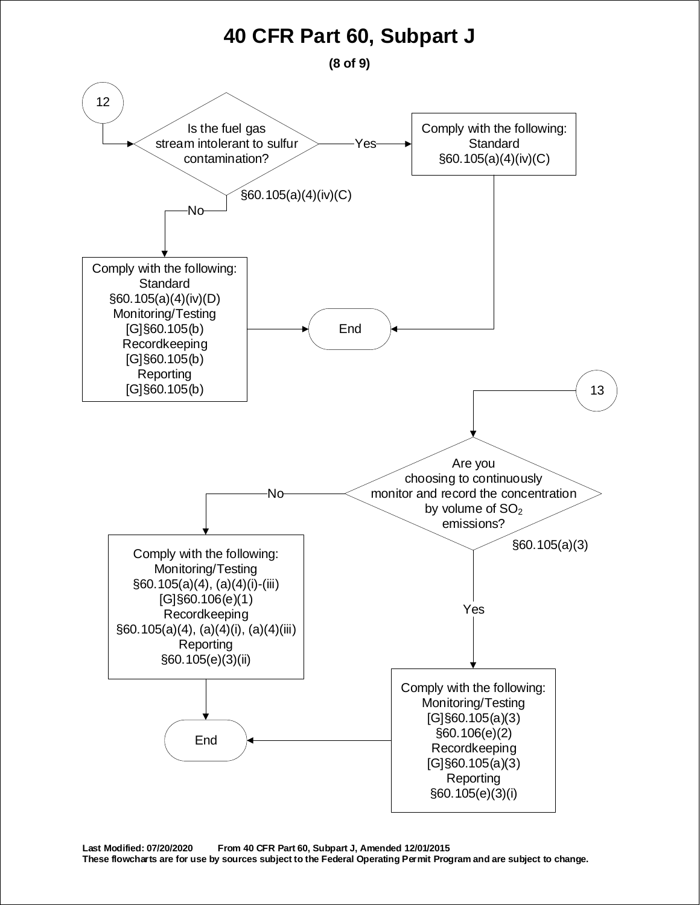# 40 CFR Part 60, Subpart J

**(8 of 9)**

**12**

**Is the fuel gas stream intolerant to sulfur contamination?** §60.105(a)(4)(iv)(C)

- **Yes** → Comply with the following:
  - Standard
    - §60.105(a)(4)(iv)(C)
  - → End
- **No** → Comply with the following:
  - Standard
    - §60.105(a)(4)(iv)(D)
  - Monitoring/Testing
    - [G]§60.105(b)
  - Recordkeeping
    - [G]§60.105(b)
  - Reporting
    - [G]§60.105(b)
  - → End

**13**

**Are you choosing to continuously monitor and record the concentration by volume of $SO_2$ emissions?** §60.105(a)(3)

- **No** → Comply with the following:
  - Monitoring/Testing
    - §60.105(a)(4), (a)(4)(i)-(iii)
    - [G]§60.106(e)(1)
  - Recordkeeping
    - §60.105(a)(4), (a)(4)(i), (a)(4)(iii)
  - Reporting
    - §60.105(e)(3)(ii)
  - → End
- **Yes** → Comply with the following:
  - Monitoring/Testing
    - [G]§60.105(a)(3)
    - §60.106(e)(2)
  - Recordkeeping
    - [G]§60.105(a)(3)
  - Reporting
    - §60.105(e)(3)(i)
  - → End

**Last Modified: 07/20/2020 From 40 CFR Part 60, Subpart J, Amended 12/01/2015**
**These flowcharts are for use by sources subject to the Federal Operating Permit Program and are subject to change.**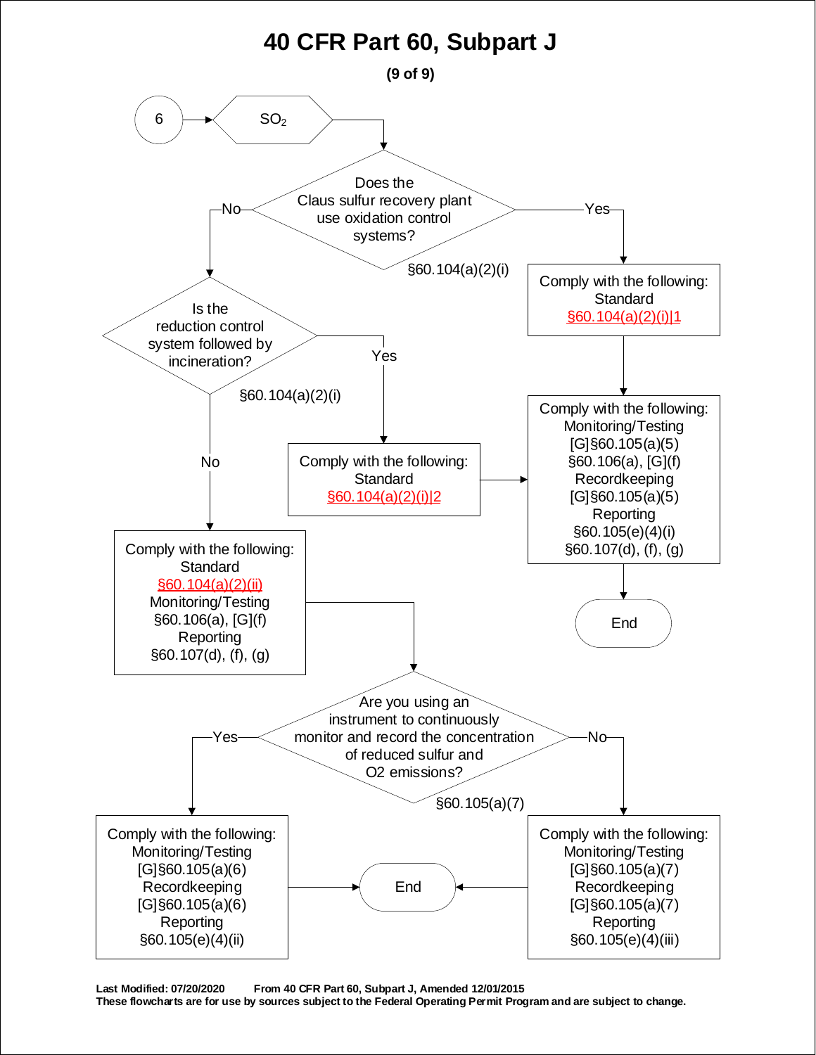# 40 CFR Part 60, Subpart J

6

$SO_2$

Does the Claus sulfur recovery plant use oxidation control systems?

§60.104(a)(2)(i)

No

Yes

Comply with the following:
Standard
§60.104(a)(2)(i)|1

Is the reduction control system followed by incineration?

§60.104(a)(2)(i)

Yes

Comply with the following:
Standard
§60.104(a)(2)(i)|2

Comply with the following:
Monitoring/Testing
[G]§60.105(a)(5)
§60.106(a), [G](f)
Recordkeeping
[G]§60.105(a)(5)
Reporting
§60.105(e)(4)(i)
§60.107(d), (f), (g)

End

No

Comply with the following:
Standard
§60.104(a)(2)(ii)
Monitoring/Testing
§60.106(a), [G](f)
Reporting
§60.107(d), (f), (g)

Are you using an instrument to continuously monitor and record the concentration of reduced sulfur and O2 emissions?

§60.105(a)(7)

Yes

No

Comply with the following:
Monitoring/Testing
[G]§60.105(a)(6)
Recordkeeping
[G]§60.105(a)(6)
Reporting
§60.105(e)(4)(ii)

End

Comply with the following:
Monitoring/Testing
[G]§60.105(a)(7)
Recordkeeping
[G]§60.105(a)(7)
Reporting
§60.105(e)(4)(iii)

**Last Modified: 07/20/2020 From 40 CFR Part 60, Subpart J, Amended 12/01/2015**
**These flowcharts are for use by sources subject to the Federal Operating Permit Program and are subject to change.**